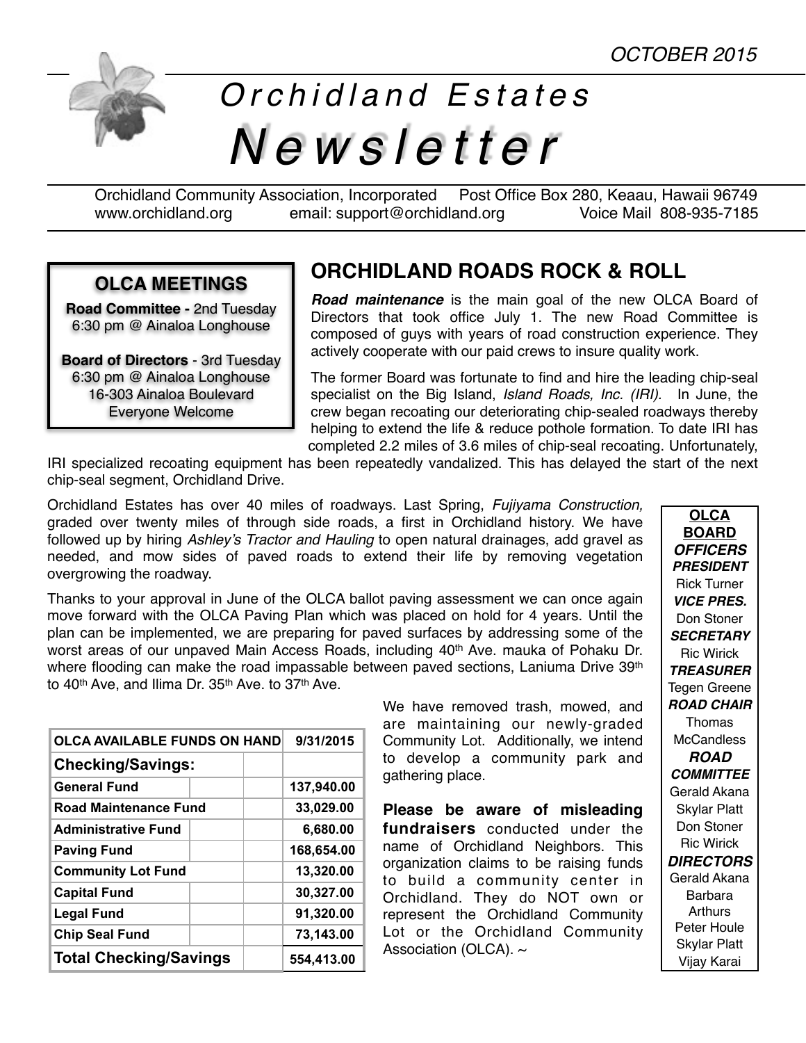OCTOBER 2015

# Orchidland Estates Newsletter

Orchidland Community Association, Incorporated Post Office Box 280, Keaau, Hawaii 96749
www.orchidland.org email: support@orchidland.org Voice Mail 808-935-7185

## OLCA MEETINGS

**Road Committee -** 2nd Tuesday
6:30 pm @ Ainaloa Longhouse

**Board of Directors** - 3rd Tuesday
6:30 pm @ Ainaloa Longhouse
16-303 Ainaloa Boulevard
Everyone Welcome

## ORCHIDLAND ROADS ROCK & ROLL

***Road maintenance*** is the main goal of the new OLCA Board of Directors that took office July 1. The new Road Committee is composed of guys with years of road construction experience. They actively cooperate with our paid crews to insure quality work.

The former Board was fortunate to find and hire the leading chip-seal specialist on the Big Island, *Island Roads, Inc. (IRI).* In June, the crew began recoating our deteriorating chip-sealed roadways thereby helping to extend the life & reduce pothole formation. To date IRI has completed 2.2 miles of 3.6 miles of chip-seal recoating. Unfortunately, IRI specialized recoating equipment has been repeatedly vandalized. This has delayed the start of the next chip-seal segment, Orchidland Drive.

Orchidland Estates has over 40 miles of roadways. Last Spring, *Fujiyama Construction,* graded over twenty miles of through side roads, a first in Orchidland history. We have followed up by hiring *Ashley's Tractor and Hauling* to open natural drainages, add gravel as needed, and mow sides of paved roads to extend their life by removing vegetation overgrowing the roadway.

Thanks to your approval in June of the OLCA ballot paving assessment we can once again move forward with the OLCA Paving Plan which was placed on hold for 4 years. Until the plan can be implemented, we are preparing for paved surfaces by addressing some of the worst areas of our unpaved Main Access Roads, including 40th Ave. mauka of Pohaku Dr. where flooding can make the road impassable between paved sections, Laniuma Drive 39th to 40th Ave, and Ilima Dr. 35th Ave. to 37th Ave.

| OLCA AVAILABLE FUNDS ON HAND | 9/31/2015 |
|---|---|
| **Checking/Savings:** | |
| General Fund | 137,940.00 |
| Road Maintenance Fund | 33,029.00 |
| Administrative Fund | 6,680.00 |
| Paving Fund | 168,654.00 |
| Community Lot Fund | 13,320.00 |
| Capital Fund | 30,327.00 |
| Legal Fund | 91,320.00 |
| Chip Seal Fund | 73,143.00 |
| **Total Checking/Savings** | 554,413.00 |

We have removed trash, mowed, and are maintaining our newly-graded Community Lot. Additionally, we intend to develop a community park and gathering place.

**Please be aware of misleading fundraisers** conducted under the name of Orchidland Neighbors. This organization claims to be raising funds to build a community center in Orchidland. They do NOT own or represent the Orchidland Community Lot or the Orchidland Community Association (OLCA). ~

**OLCA BOARD**

***OFFICERS***

***PRESIDENT***
Rick Turner

***VICE PRES.***
Don Stoner

***SECRETARY***
Ric Wirick

***TREASURER***
Tegen Greene

***ROAD CHAIR***
Thomas McCandless

***ROAD COMMITTEE***
Gerald Akana
Skylar Platt
Don Stoner
Ric Wirick

***DIRECTORS***
Gerald Akana
Barbara Arthurs
Peter Houle
Skylar Platt
Vijay Karai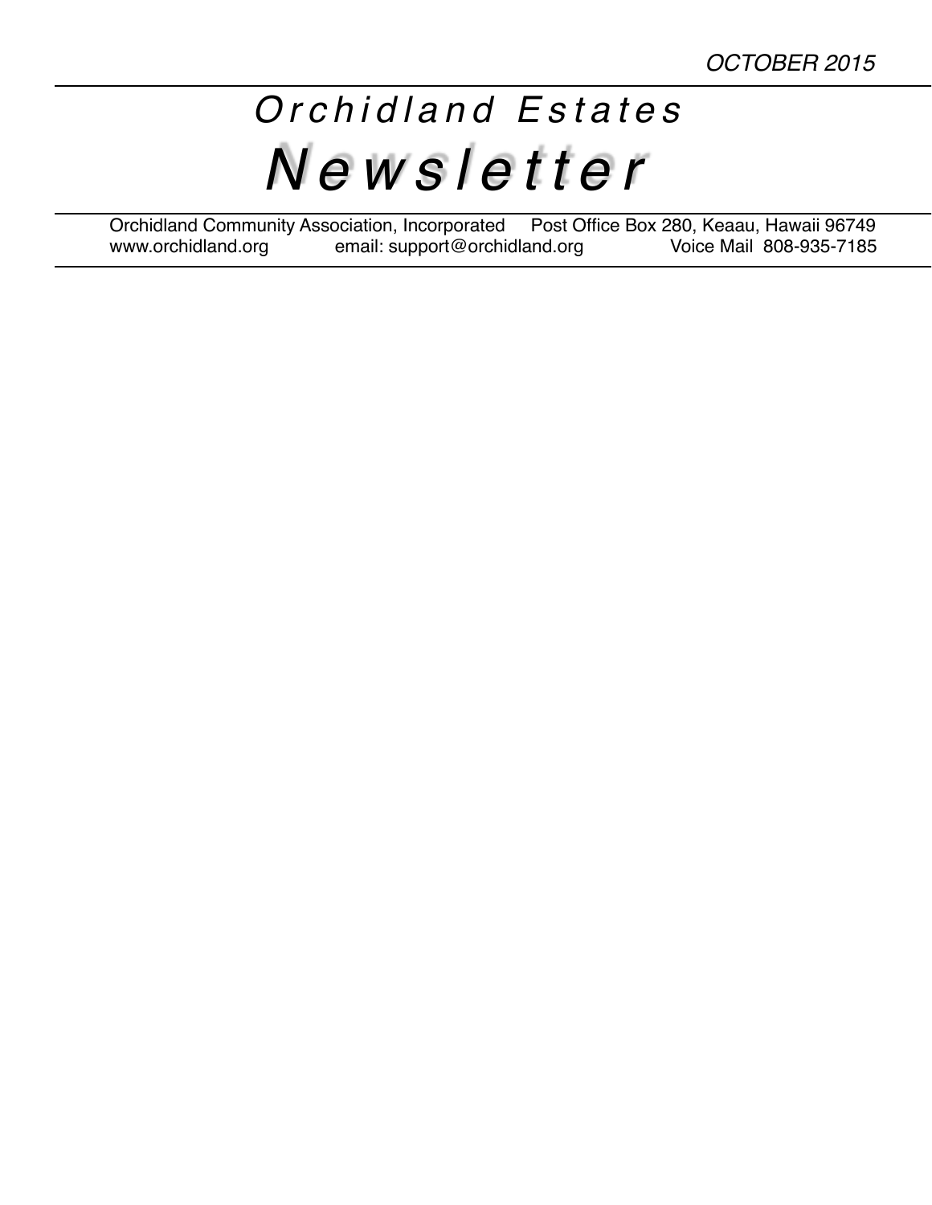OCTOBER 2015

# *Orchidland Estates*

# *Newsletter*

Orchidland Community Association, Incorporated Post Office Box 280, Keaau, Hawaii 96749
www.orchidland.org email: support@orchidland.org Voice Mail 808-935-7185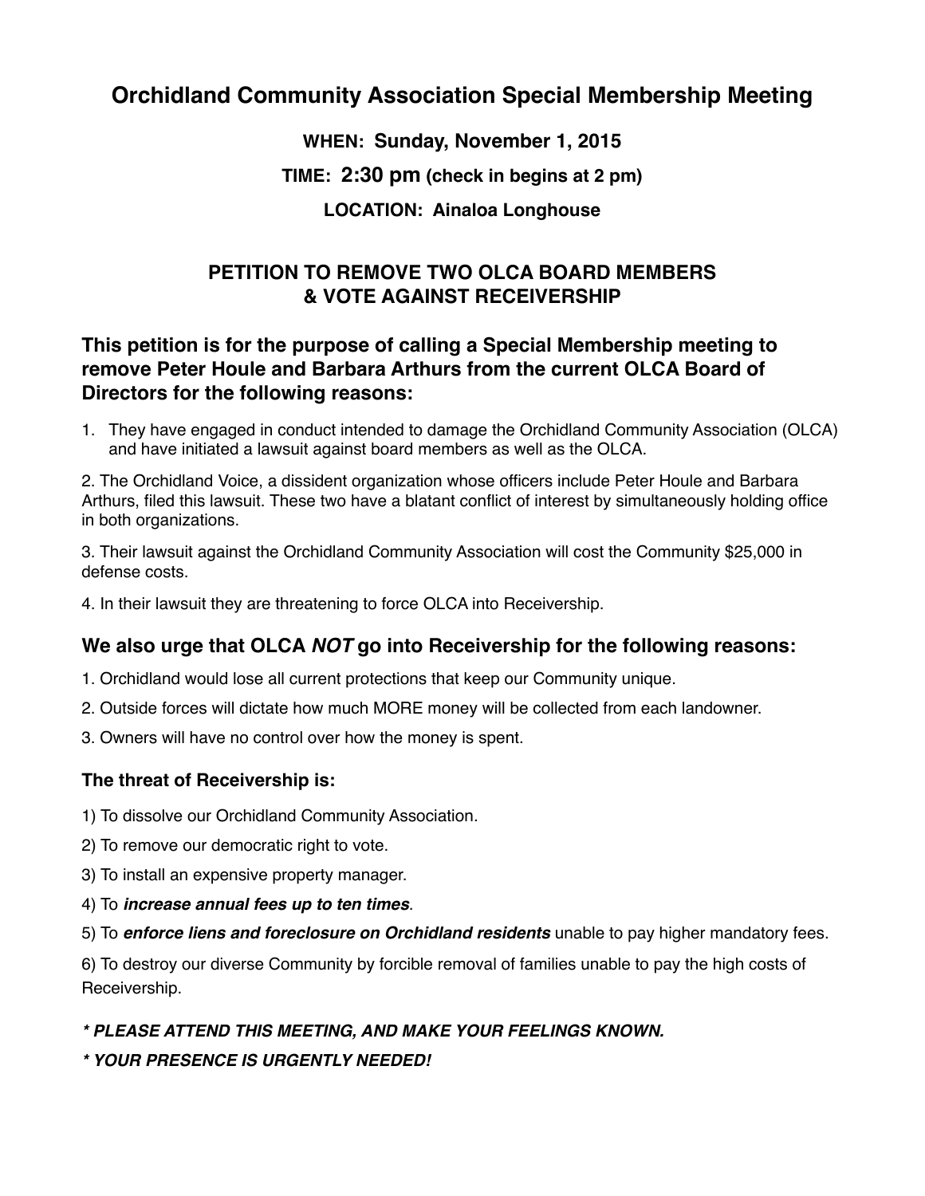# Orchidland Community Association Special Membership Meeting

**WHEN: Sunday, November 1, 2015**

**TIME: 2:30 pm (check in begins at 2 pm)**

**LOCATION: Ainaloa Longhouse**

## PETITION TO REMOVE TWO OLCA BOARD MEMBERS & VOTE AGAINST RECEIVERSHIP

### This petition is for the purpose of calling a Special Membership meeting to remove Peter Houle and Barbara Arthurs from the current OLCA Board of Directors for the following reasons:

1. They have engaged in conduct intended to damage the Orchidland Community Association (OLCA) and have initiated a lawsuit against board members as well as the OLCA.

2. The Orchidland Voice, a dissident organization whose officers include Peter Houle and Barbara Arthurs, filed this lawsuit. These two have a blatant conflict of interest by simultaneously holding office in both organizations.

3. Their lawsuit against the Orchidland Community Association will cost the Community $25,000 in defense costs.

4. In their lawsuit they are threatening to force OLCA into Receivership.

### We also urge that OLCA *NOT* go into Receivership for the following reasons:

1. Orchidland would lose all current protections that keep our Community unique.

2. Outside forces will dictate how much MORE money will be collected from each landowner.

3. Owners will have no control over how the money is spent.

#### The threat of Receivership is:

1) To dissolve our Orchidland Community Association.

2) To remove our democratic right to vote.

3) To install an expensive property manager.

4) To ***increase annual fees up to ten times***.

5) To ***enforce liens and foreclosure on Orchidland residents*** unable to pay higher mandatory fees.

6) To destroy our diverse Community by forcible removal of families unable to pay the high costs of Receivership.

***\* PLEASE ATTEND THIS MEETING, AND MAKE YOUR FEELINGS KNOWN.***

***\* YOUR PRESENCE IS URGENTLY NEEDED!***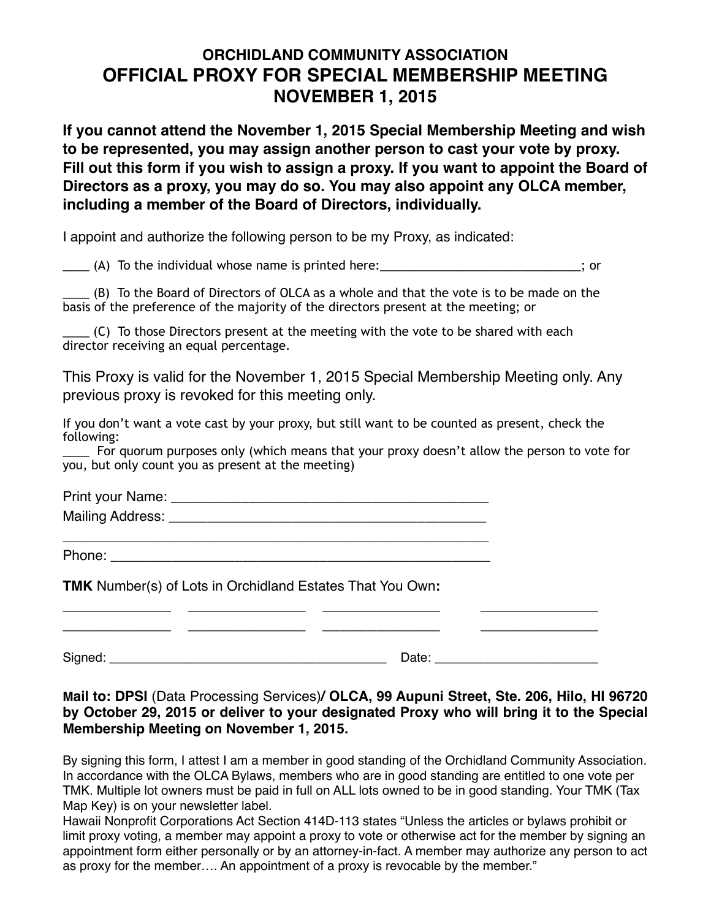# ORCHIDLAND COMMUNITY ASSOCIATION
# OFFICIAL PROXY FOR SPECIAL MEMBERSHIP MEETING
# NOVEMBER 1, 2015

**If you cannot attend the November 1, 2015 Special Membership Meeting and wish to be represented, you may assign another person to cast your vote by proxy. Fill out this form if you wish to assign a proxy. If you want to appoint the Board of Directors as a proxy, you may do so. You may also appoint any OLCA member, including a member of the Board of Directors, individually.**

I appoint and authorize the following person to be my Proxy, as indicated:

____ (A) To the individual whose name is printed here:_____________________________; or

____ (B) To the Board of Directors of OLCA as a whole and that the vote is to be made on the basis of the preference of the majority of the directors present at the meeting; or

____ (C) To those Directors present at the meeting with the vote to be shared with each director receiving an equal percentage.

This Proxy is valid for the November 1, 2015 Special Membership Meeting only. Any previous proxy is revoked for this meeting only.

If you don't want a vote cast by your proxy, but still want to be counted as present, check the following:
____ For quorum purposes only (which means that your proxy doesn't allow the person to vote for you, but only count you as present at the meeting)

Print your Name: ___________________________________________

Mailing Address: ___________________________________________

____________________________________________________________

Phone: ____________________________________________________

**TMK** Number(s) of Lots in Orchidland Estates That You Own**:**

______________ ______________ ______________ ______________

______________ ______________ ______________ ______________

Signed: ________________________________________ Date: ______________________

**Mail to: DPSI** (Data Processing Services)**/ OLCA, 99 Aupuni Street, Ste. 206, Hilo, HI 96720 by October 29, 2015 or deliver to your designated Proxy who will bring it to the Special Membership Meeting on November 1, 2015.**

By signing this form, I attest I am a member in good standing of the Orchidland Community Association. In accordance with the OLCA Bylaws, members who are in good standing are entitled to one vote per TMK. Multiple lot owners must be paid in full on ALL lots owned to be in good standing. Your TMK (Tax Map Key) is on your newsletter label.
Hawaii Nonprofit Corporations Act Section 414D-113 states "Unless the articles or bylaws prohibit or limit proxy voting, a member may appoint a proxy to vote or otherwise act for the member by signing an appointment form either personally or by an attorney-in-fact. A member may authorize any person to act as proxy for the member…. An appointment of a proxy is revocable by the member."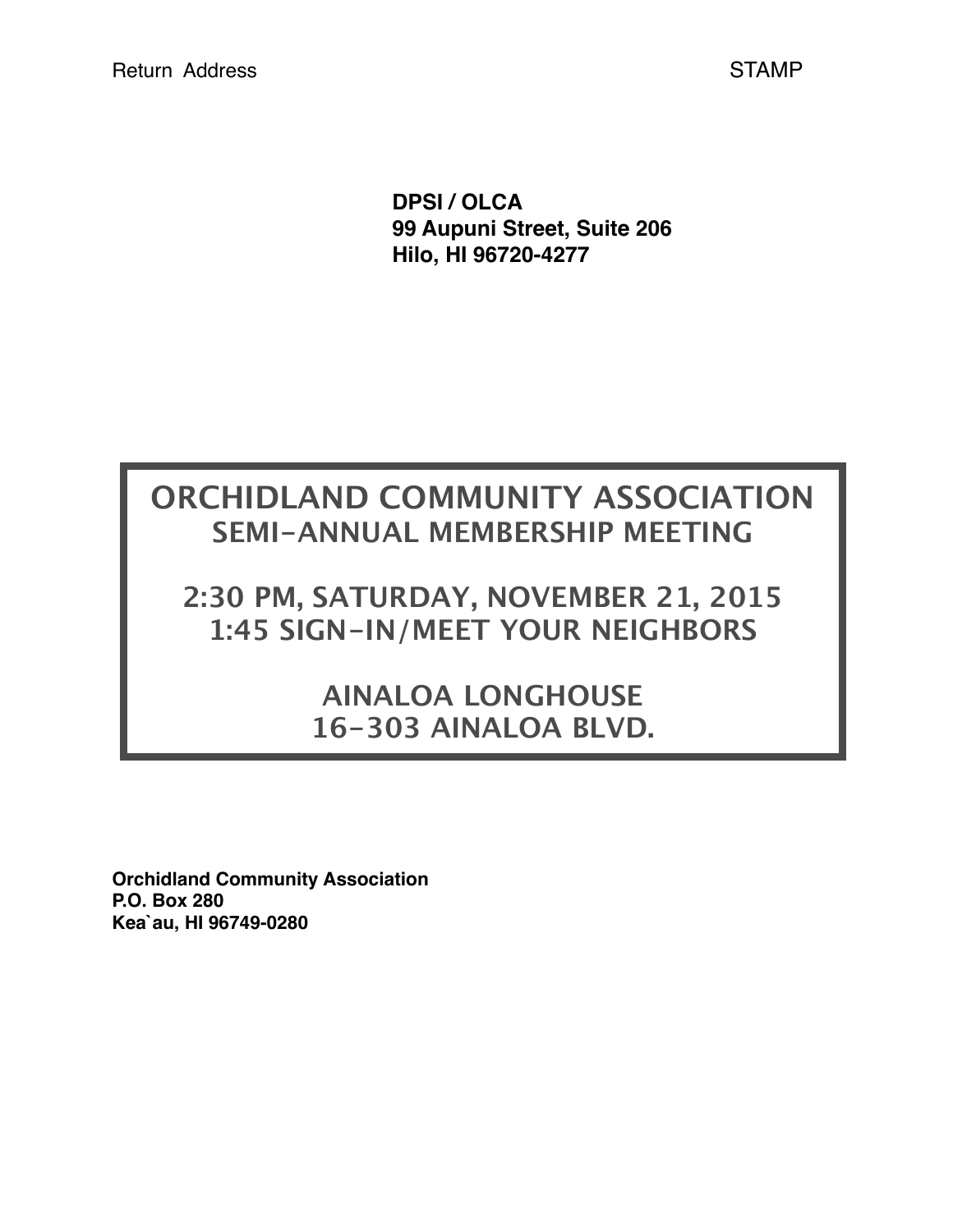Return Address STAMP

**DPSI / OLCA**
**99 Aupuni Street, Suite 206**
**Hilo, HI 96720-4277**

# ORCHIDLAND COMMUNITY ASSOCIATION

## SEMI-ANNUAL MEMBERSHIP MEETING

## 2:30 PM, SATURDAY, NOVEMBER 21, 2015
## 1:45 SIGN-IN/MEET YOUR NEIGHBORS

## AINALOA LONGHOUSE
## 16-303 AINALOA BLVD.

**Orchidland Community Association**
**P.O. Box 280**
**Kea`au, HI 96749-0280**